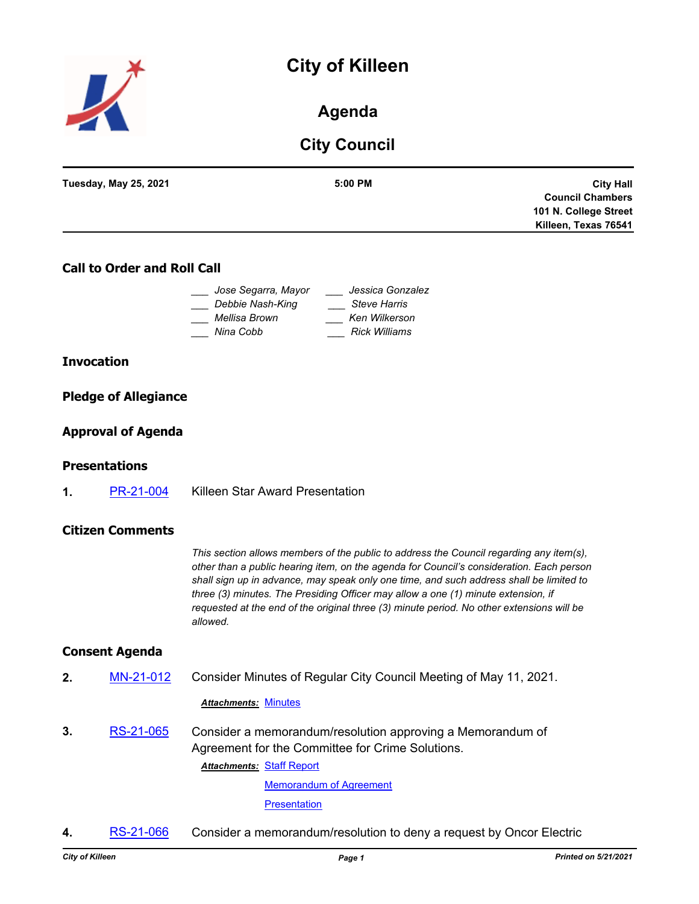# City of Killeen

## Agenda

## City Council

**Tuesday, May 25, 2021** | **5:00 PM** | **City Hall Council Chambers 101 N. College Street Killeen, Texas 76541**

### Call to Order and Roll Call

| | |
|---|---|
| ___ *Jose Segarra, Mayor* | ___ *Jessica Gonzalez* |
| ___ *Debbie Nash-King* | ___ *Steve Harris* |
| ___ *Mellisa Brown* | ___ *Ken Wilkerson* |
| ___ *Nina Cobb* | ___ *Rick Williams* |

### Invocation

### Pledge of Allegiance

### Approval of Agenda

### Presentations

**1.** PR-21-004 Killeen Star Award Presentation

### Citizen Comments

*This section allows members of the public to address the Council regarding any item(s), other than a public hearing item, on the agenda for Council's consideration. Each person shall sign up in advance, may speak only one time, and such address shall be limited to three (3) minutes. The Presiding Officer may allow a one (1) minute extension, if requested at the end of the original three (3) minute period. No other extensions will be allowed.*

### Consent Agenda

**2.** MN-21-012 Consider Minutes of Regular City Council Meeting of May 11, 2021.

***Attachments:*** Minutes

**3.** RS-21-065 Consider a memorandum/resolution approving a Memorandum of Agreement for the Committee for Crime Solutions.

***Attachments:*** Staff Report
Memorandum of Agreement
Presentation

**4.** RS-21-066 Consider a memorandum/resolution to deny a request by Oncor Electric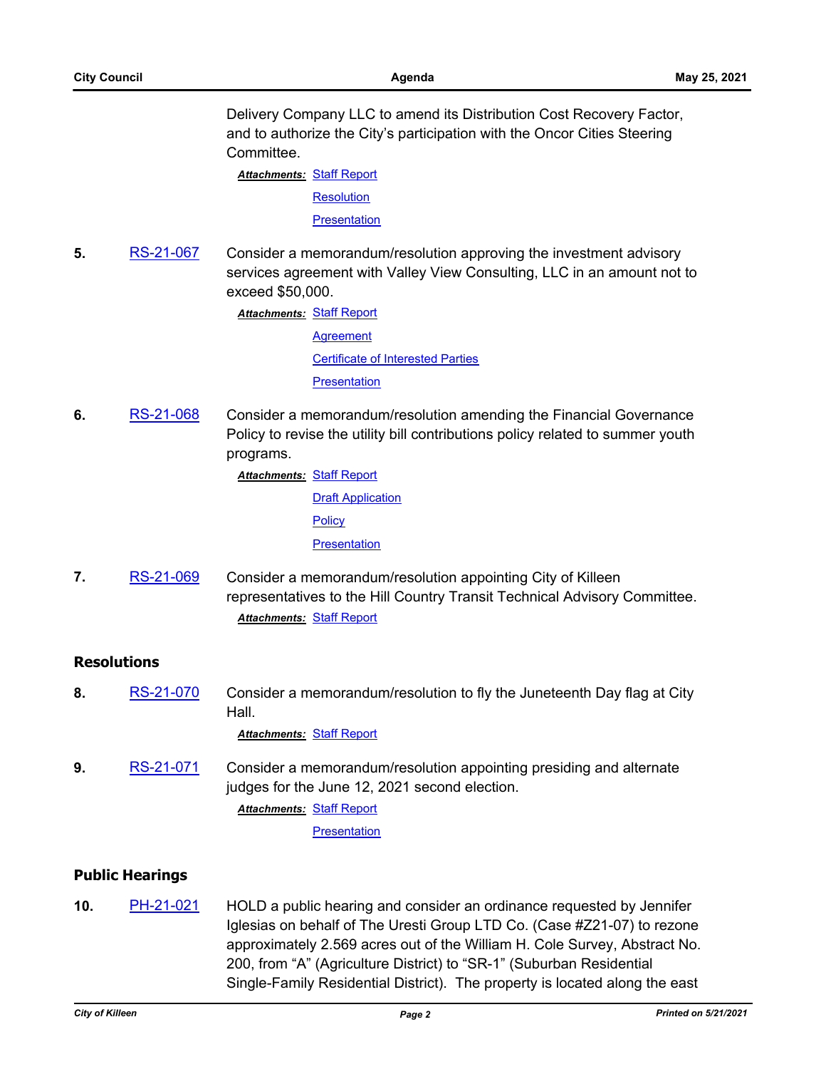Delivery Company LLC to amend its Distribution Cost Recovery Factor, and to authorize the City's participation with the Oncor Cities Steering Committee.

***Attachments:*** Staff Report
Resolution
Presentation

**5.** RS-21-067 Consider a memorandum/resolution approving the investment advisory services agreement with Valley View Consulting, LLC in an amount not to exceed $50,000.

***Attachments:*** Staff Report
Agreement
Certificate of Interested Parties
Presentation

**6.** RS-21-068 Consider a memorandum/resolution amending the Financial Governance Policy to revise the utility bill contributions policy related to summer youth programs.

***Attachments:*** Staff Report
Draft Application
Policy
Presentation

**7.** RS-21-069 Consider a memorandum/resolution appointing City of Killeen representatives to the Hill Country Transit Technical Advisory Committee.

***Attachments:*** Staff Report

## Resolutions

**8.** RS-21-070 Consider a memorandum/resolution to fly the Juneteenth Day flag at City Hall.

***Attachments:*** Staff Report

**9.** RS-21-071 Consider a memorandum/resolution appointing presiding and alternate judges for the June 12, 2021 second election.

***Attachments:*** Staff Report
Presentation

## Public Hearings

**10.** PH-21-021 HOLD a public hearing and consider an ordinance requested by Jennifer Iglesias on behalf of The Uresti Group LTD Co. (Case #Z21-07) to rezone approximately 2.569 acres out of the William H. Cole Survey, Abstract No. 200, from "A" (Agriculture District) to "SR-1" (Suburban Residential Single-Family Residential District). The property is located along the east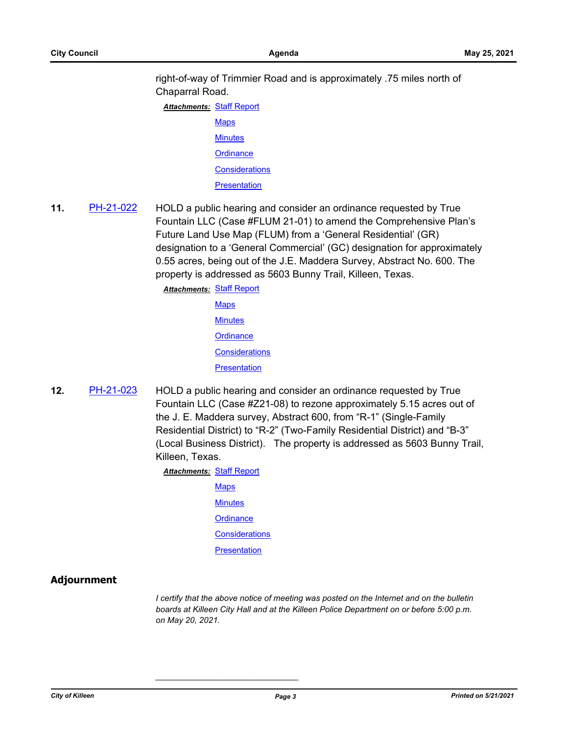right-of-way of Trimmier Road and is approximately .75 miles north of Chaparral Road.

***Attachments:*** Staff Report

Maps

Minutes

Ordinance

Considerations

Presentation

**11.** PH-21-022 HOLD a public hearing and consider an ordinance requested by True Fountain LLC (Case #FLUM 21-01) to amend the Comprehensive Plan's Future Land Use Map (FLUM) from a 'General Residential' (GR) designation to a 'General Commercial' (GC) designation for approximately 0.55 acres, being out of the J.E. Maddera Survey, Abstract No. 600. The property is addressed as 5603 Bunny Trail, Killeen, Texas.

***Attachments:*** Staff Report

Maps

Minutes

Ordinance

Considerations

Presentation

**12.** PH-21-023 HOLD a public hearing and consider an ordinance requested by True Fountain LLC (Case #Z21-08) to rezone approximately 5.15 acres out of the J. E. Maddera survey, Abstract 600, from "R-1" (Single-Family Residential District) to "R-2" (Two-Family Residential District) and "B-3" (Local Business District). The property is addressed as 5603 Bunny Trail, Killeen, Texas.

***Attachments:*** Staff Report

Maps

Minutes

Ordinance

Considerations

Presentation

## Adjournment

*I certify that the above notice of meeting was posted on the Internet and on the bulletin boards at Killeen City Hall and at the Killeen Police Department on or before 5:00 p.m. on May 20, 2021.*

_______________________________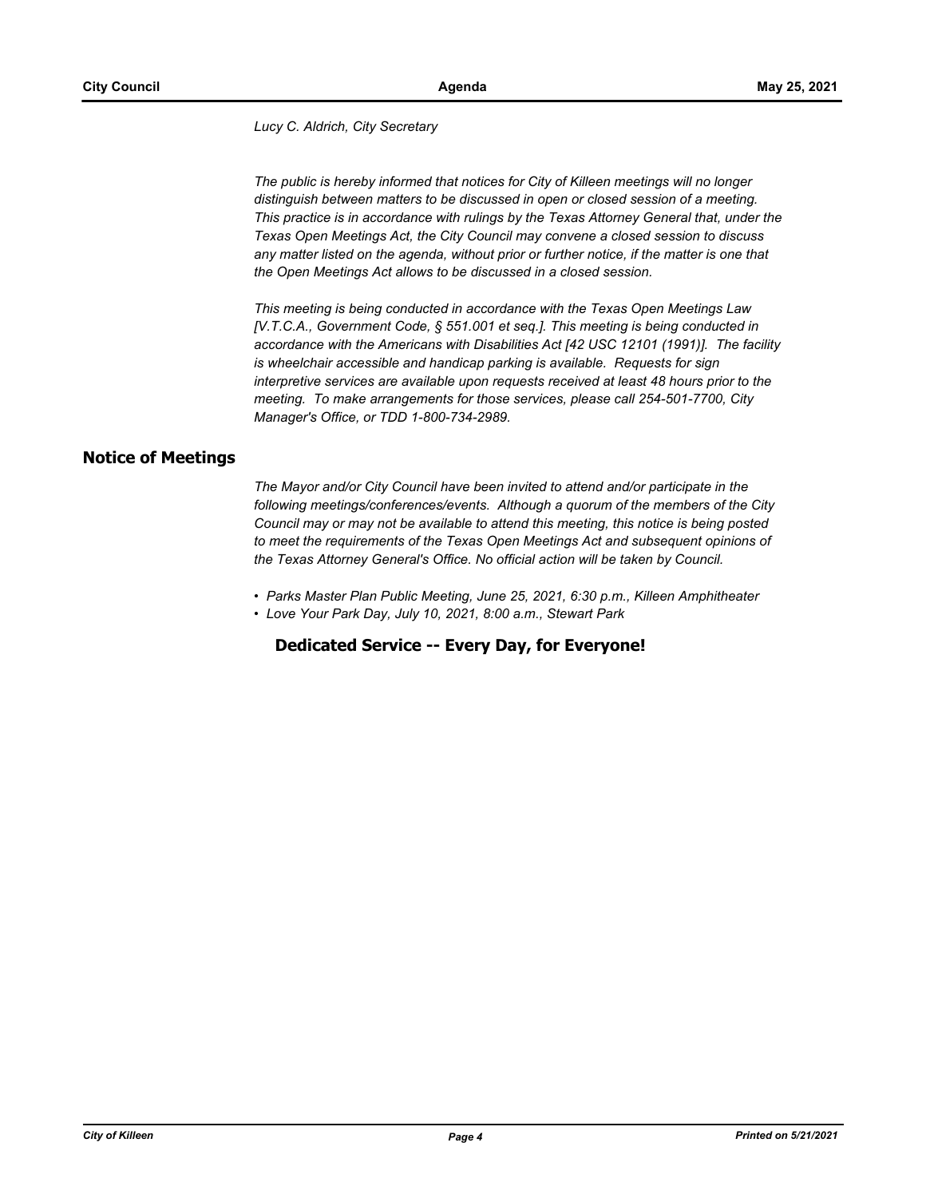*Lucy C. Aldrich, City Secretary*

*The public is hereby informed that notices for City of Killeen meetings will no longer distinguish between matters to be discussed in open or closed session of a meeting. This practice is in accordance with rulings by the Texas Attorney General that, under the Texas Open Meetings Act, the City Council may convene a closed session to discuss any matter listed on the agenda, without prior or further notice, if the matter is one that the Open Meetings Act allows to be discussed in a closed session.*

*This meeting is being conducted in accordance with the Texas Open Meetings Law [V.T.C.A., Government Code, § 551.001 et seq.]. This meeting is being conducted in accordance with the Americans with Disabilities Act [42 USC 12101 (1991)]. The facility is wheelchair accessible and handicap parking is available. Requests for sign interpretive services are available upon requests received at least 48 hours prior to the meeting. To make arrangements for those services, please call 254-501-7700, City Manager's Office, or TDD 1-800-734-2989.*

## Notice of Meetings

*The Mayor and/or City Council have been invited to attend and/or participate in the following meetings/conferences/events. Although a quorum of the members of the City Council may or may not be available to attend this meeting, this notice is being posted to meet the requirements of the Texas Open Meetings Act and subsequent opinions of the Texas Attorney General's Office. No official action will be taken by Council.*

- *Parks Master Plan Public Meeting, June 25, 2021, 6:30 p.m., Killeen Amphitheater*
- *Love Your Park Day, July 10, 2021, 8:00 a.m., Stewart Park*

**Dedicated Service -- Every Day, for Everyone!**